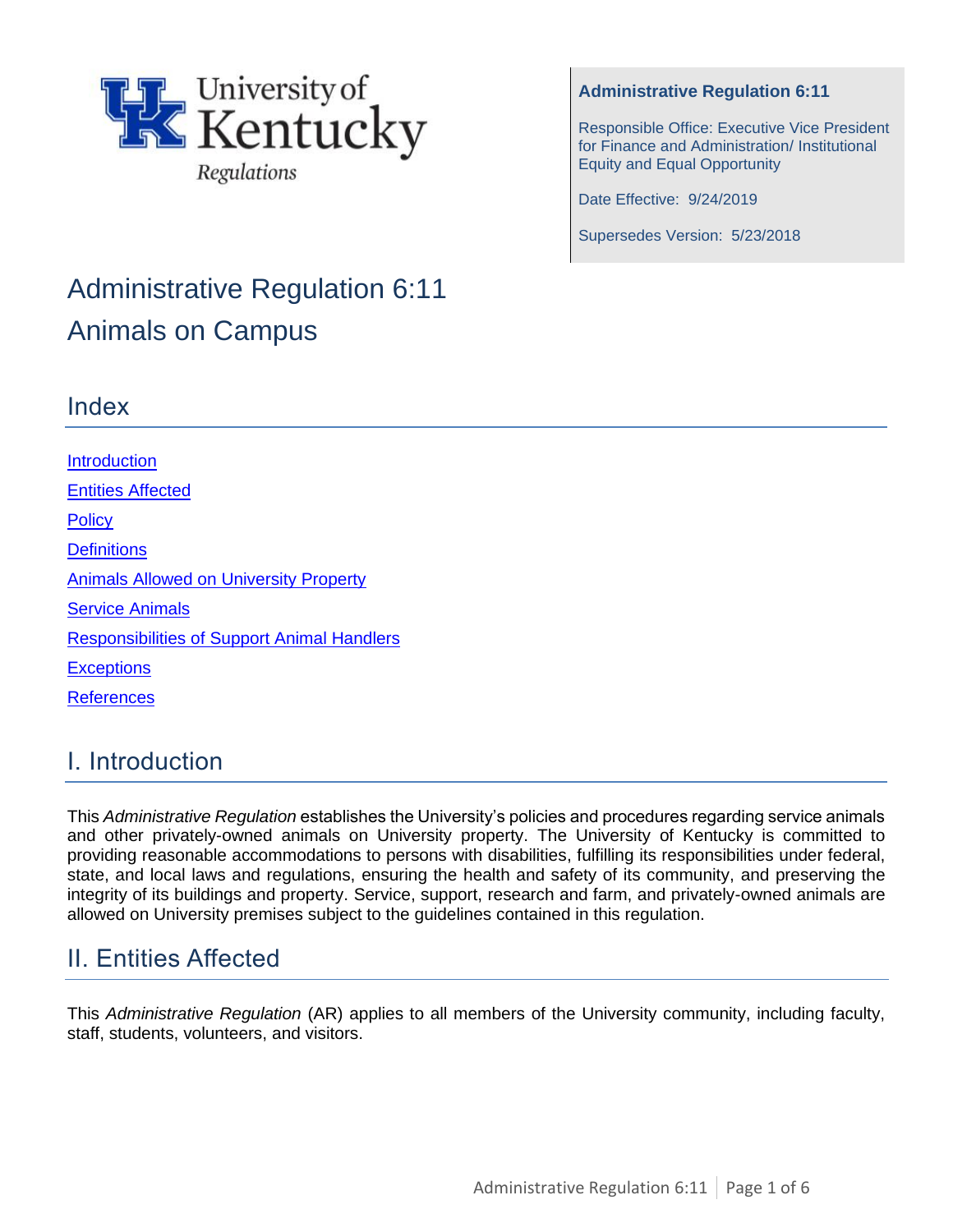University of Kentucky Regulations

**Administrative Regulation 6:11**

Responsible Office: Executive Vice President for Finance and Administration/ Institutional Equity and Equal Opportunity

Date Effective: 9/24/2019

Supersedes Version: 5/23/2018

# Administrative Regulation 6:11
# Animals on Campus

## Index

[Introduction](#)

[Entities Affected](#)

[Policy](#)

[Definitions](#)

[Animals Allowed on University Property](#)

[Service Animals](#)

[Responsibilities of Support Animal Handlers](#)

[Exceptions](#)

[References](#)

## I. Introduction

This *Administrative Regulation* establishes the University's policies and procedures regarding service animals and other privately-owned animals on University property. The University of Kentucky is committed to providing reasonable accommodations to persons with disabilities, fulfilling its responsibilities under federal, state, and local laws and regulations, ensuring the health and safety of its community, and preserving the integrity of its buildings and property. Service, support, research and farm, and privately-owned animals are allowed on University premises subject to the guidelines contained in this regulation.

## II. Entities Affected

This *Administrative Regulation* (AR) applies to all members of the University community, including faculty, staff, students, volunteers, and visitors.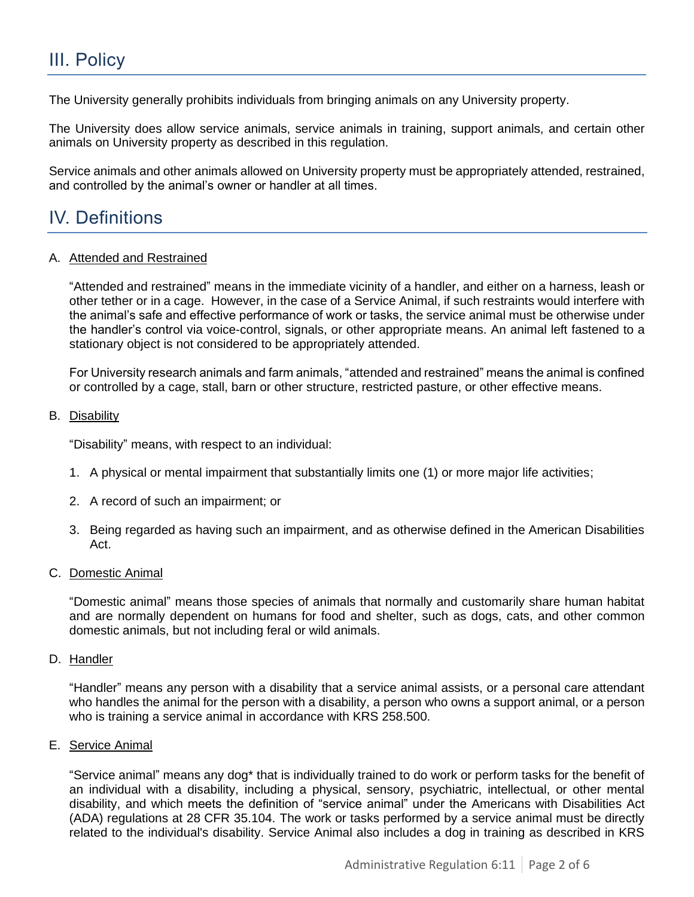## III. Policy

The University generally prohibits individuals from bringing animals on any University property.

The University does allow service animals, service animals in training, support animals, and certain other animals on University property as described in this regulation.

Service animals and other animals allowed on University property must be appropriately attended, restrained, and controlled by the animal's owner or handler at all times.

## IV. Definitions

A. Attended and Restrained

"Attended and restrained" means in the immediate vicinity of a handler, and either on a harness, leash or other tether or in a cage. However, in the case of a Service Animal, if such restraints would interfere with the animal's safe and effective performance of work or tasks, the service animal must be otherwise under the handler's control via voice-control, signals, or other appropriate means. An animal left fastened to a stationary object is not considered to be appropriately attended.

For University research animals and farm animals, "attended and restrained" means the animal is confined or controlled by a cage, stall, barn or other structure, restricted pasture, or other effective means.

B. Disability

"Disability" means, with respect to an individual:

1. A physical or mental impairment that substantially limits one (1) or more major life activities;
2. A record of such an impairment; or
3. Being regarded as having such an impairment, and as otherwise defined in the American Disabilities Act.

C. Domestic Animal

"Domestic animal" means those species of animals that normally and customarily share human habitat and are normally dependent on humans for food and shelter, such as dogs, cats, and other common domestic animals, but not including feral or wild animals.

D. Handler

"Handler" means any person with a disability that a service animal assists, or a personal care attendant who handles the animal for the person with a disability, a person who owns a support animal, or a person who is training a service animal in accordance with KRS 258.500.

E. Service Animal

"Service animal" means any dog* that is individually trained to do work or perform tasks for the benefit of an individual with a disability, including a physical, sensory, psychiatric, intellectual, or other mental disability, and which meets the definition of "service animal" under the Americans with Disabilities Act (ADA) regulations at 28 CFR 35.104. The work or tasks performed by a service animal must be directly related to the individual's disability. Service Animal also includes a dog in training as described in KRS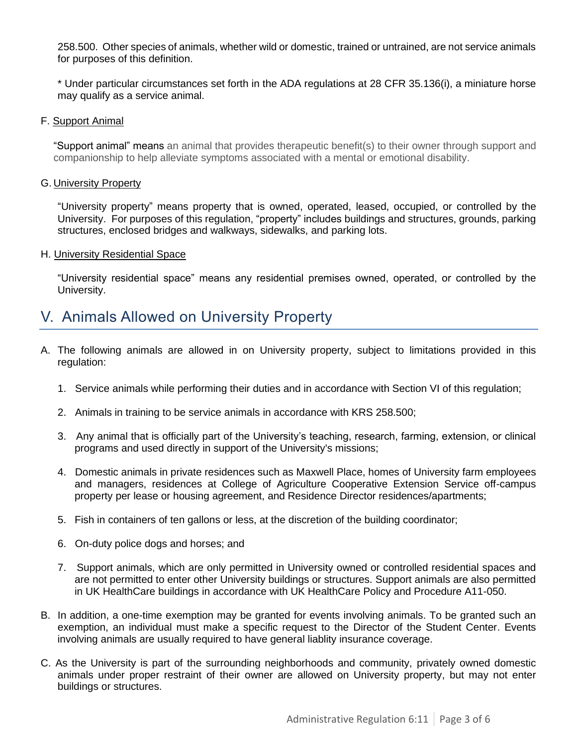258.500. Other species of animals, whether wild or domestic, trained or untrained, are not service animals for purposes of this definition.

* Under particular circumstances set forth in the ADA regulations at 28 CFR 35.136(i), a miniature horse may qualify as a service animal.

F. Support Animal

"Support animal" means an animal that provides therapeutic benefit(s) to their owner through support and companionship to help alleviate symptoms associated with a mental or emotional disability.

G. University Property

"University property" means property that is owned, operated, leased, occupied, or controlled by the University. For purposes of this regulation, "property" includes buildings and structures, grounds, parking structures, enclosed bridges and walkways, sidewalks, and parking lots.

H. University Residential Space

"University residential space" means any residential premises owned, operated, or controlled by the University.

## V. Animals Allowed on University Property

A. The following animals are allowed in on University property, subject to limitations provided in this regulation:

1. Service animals while performing their duties and in accordance with Section VI of this regulation;
2. Animals in training to be service animals in accordance with KRS 258.500;
3. Any animal that is officially part of the University's teaching, research, farming, extension, or clinical programs and used directly in support of the University's missions;
4. Domestic animals in private residences such as Maxwell Place, homes of University farm employees and managers, residences at College of Agriculture Cooperative Extension Service off-campus property per lease or housing agreement, and Residence Director residences/apartments;
5. Fish in containers of ten gallons or less, at the discretion of the building coordinator;
6. On-duty police dogs and horses; and
7. Support animals, which are only permitted in University owned or controlled residential spaces and are not permitted to enter other University buildings or structures. Support animals are also permitted in UK HealthCare buildings in accordance with UK HealthCare Policy and Procedure A11-050.

B. In addition, a one-time exemption may be granted for events involving animals. To be granted such an exemption, an individual must make a specific request to the Director of the Student Center. Events involving animals are usually required to have general liablity insurance coverage.

C. As the University is part of the surrounding neighborhoods and community, privately owned domestic animals under proper restraint of their owner are allowed on University property, but may not enter buildings or structures.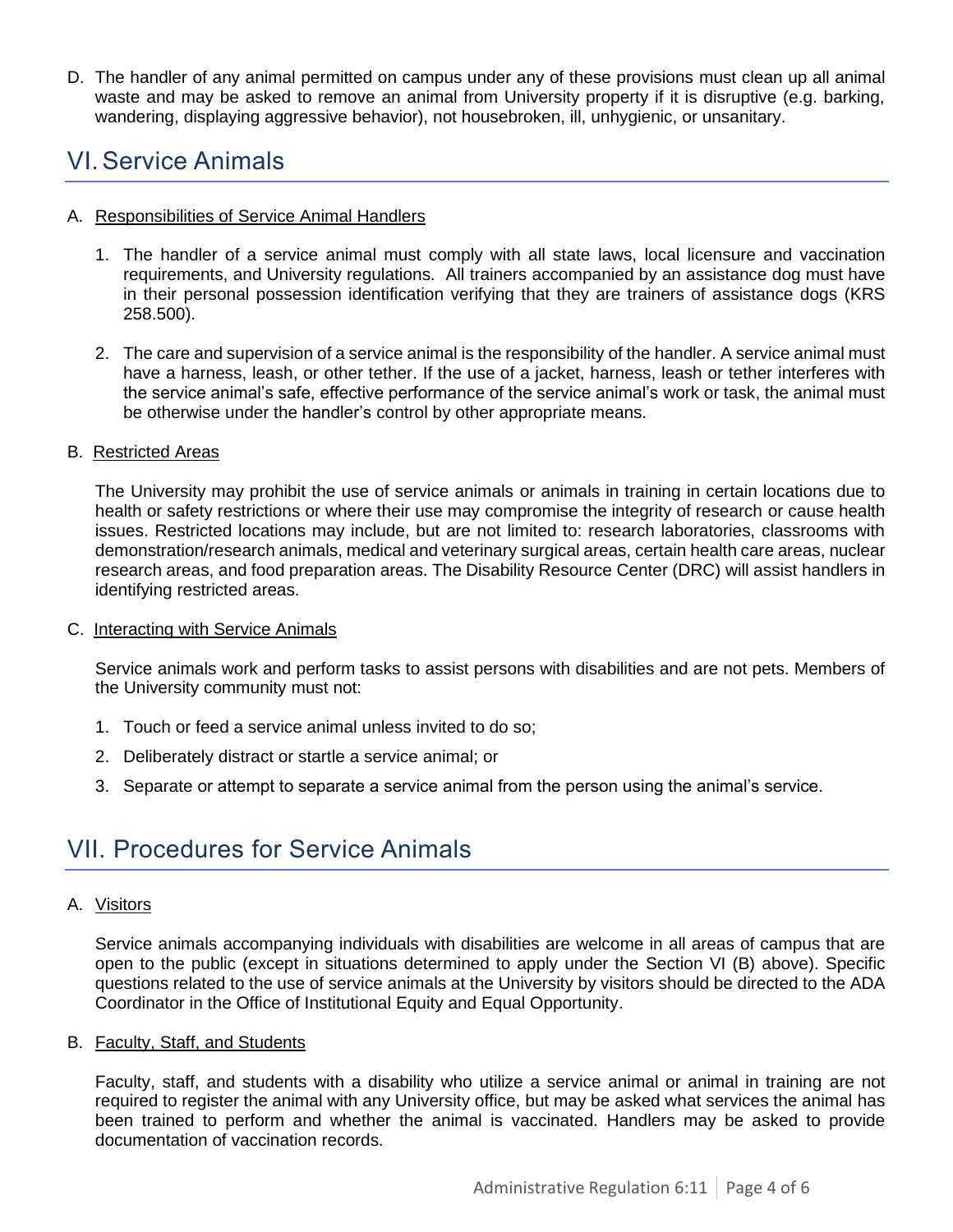D. The handler of any animal permitted on campus under any of these provisions must clean up all animal waste and may be asked to remove an animal from University property if it is disruptive (e.g. barking, wandering, displaying aggressive behavior), not housebroken, ill, unhygienic, or unsanitary.

## VI. Service Animals

A. Responsibilities of Service Animal Handlers

1. The handler of a service animal must comply with all state laws, local licensure and vaccination requirements, and University regulations. All trainers accompanied by an assistance dog must have in their personal possession identification verifying that they are trainers of assistance dogs (KRS 258.500).

2. The care and supervision of a service animal is the responsibility of the handler. A service animal must have a harness, leash, or other tether. If the use of a jacket, harness, leash or tether interferes with the service animal's safe, effective performance of the service animal's work or task, the animal must be otherwise under the handler's control by other appropriate means.

B. Restricted Areas

The University may prohibit the use of service animals or animals in training in certain locations due to health or safety restrictions or where their use may compromise the integrity of research or cause health issues. Restricted locations may include, but are not limited to: research laboratories, classrooms with demonstration/research animals, medical and veterinary surgical areas, certain health care areas, nuclear research areas, and food preparation areas. The Disability Resource Center (DRC) will assist handlers in identifying restricted areas.

C. Interacting with Service Animals

Service animals work and perform tasks to assist persons with disabilities and are not pets. Members of the University community must not:

1. Touch or feed a service animal unless invited to do so;
2. Deliberately distract or startle a service animal; or
3. Separate or attempt to separate a service animal from the person using the animal's service.

## VII. Procedures for Service Animals

A. Visitors

Service animals accompanying individuals with disabilities are welcome in all areas of campus that are open to the public (except in situations determined to apply under the Section VI (B) above). Specific questions related to the use of service animals at the University by visitors should be directed to the ADA Coordinator in the Office of Institutional Equity and Equal Opportunity.

B. Faculty, Staff, and Students

Faculty, staff, and students with a disability who utilize a service animal or animal in training are not required to register the animal with any University office, but may be asked what services the animal has been trained to perform and whether the animal is vaccinated. Handlers may be asked to provide documentation of vaccination records.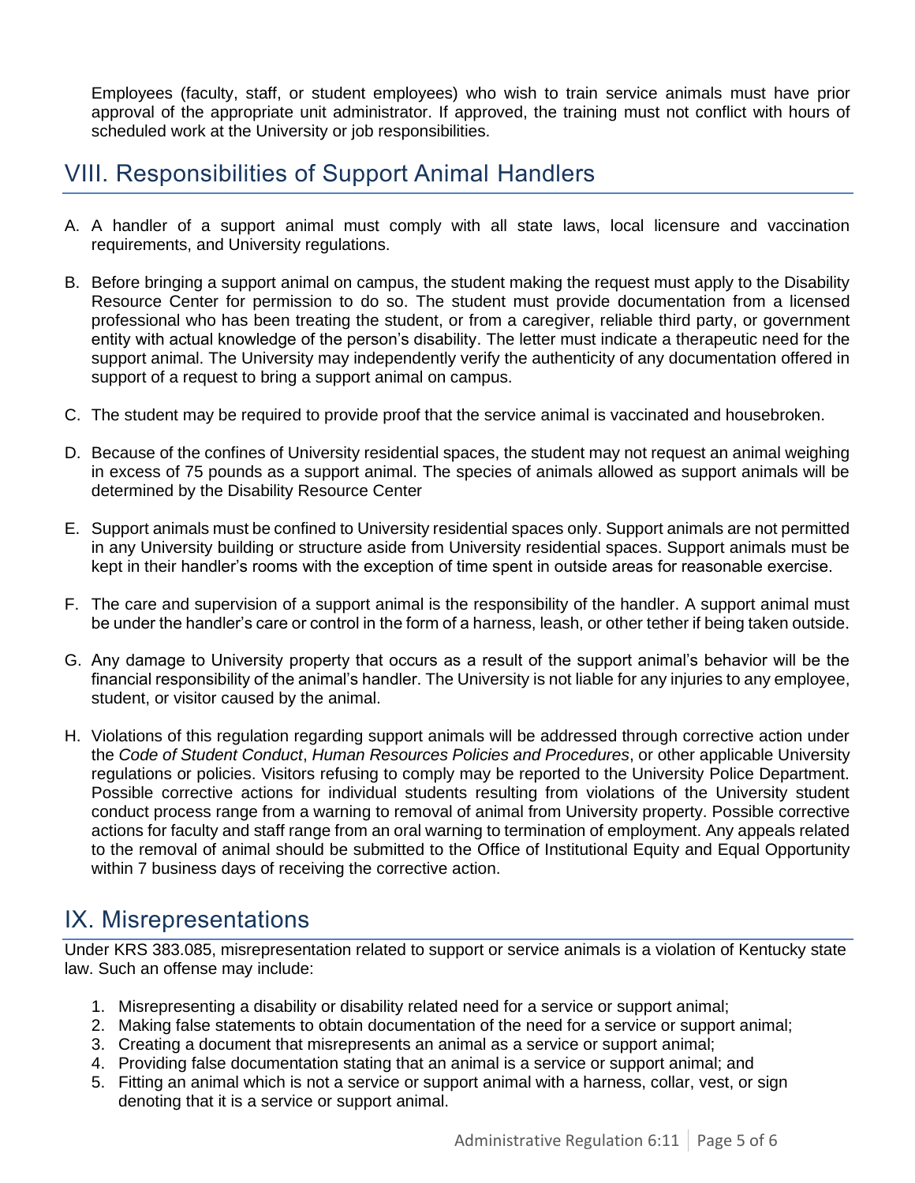Employees (faculty, staff, or student employees) who wish to train service animals must have prior approval of the appropriate unit administrator. If approved, the training must not conflict with hours of scheduled work at the University or job responsibilities.

## VIII. Responsibilities of Support Animal Handlers

A. A handler of a support animal must comply with all state laws, local licensure and vaccination requirements, and University regulations.

B. Before bringing a support animal on campus, the student making the request must apply to the Disability Resource Center for permission to do so. The student must provide documentation from a licensed professional who has been treating the student, or from a caregiver, reliable third party, or government entity with actual knowledge of the person's disability. The letter must indicate a therapeutic need for the support animal. The University may independently verify the authenticity of any documentation offered in support of a request to bring a support animal on campus.

C. The student may be required to provide proof that the service animal is vaccinated and housebroken.

D. Because of the confines of University residential spaces, the student may not request an animal weighing in excess of 75 pounds as a support animal. The species of animals allowed as support animals will be determined by the Disability Resource Center

E. Support animals must be confined to University residential spaces only. Support animals are not permitted in any University building or structure aside from University residential spaces. Support animals must be kept in their handler's rooms with the exception of time spent in outside areas for reasonable exercise.

F. The care and supervision of a support animal is the responsibility of the handler. A support animal must be under the handler's care or control in the form of a harness, leash, or other tether if being taken outside.

G. Any damage to University property that occurs as a result of the support animal's behavior will be the financial responsibility of the animal's handler. The University is not liable for any injuries to any employee, student, or visitor caused by the animal.

H. Violations of this regulation regarding support animals will be addressed through corrective action under the *Code of Student Conduct*, *Human Resources Policies and Procedures*, or other applicable University regulations or policies. Visitors refusing to comply may be reported to the University Police Department. Possible corrective actions for individual students resulting from violations of the University student conduct process range from a warning to removal of animal from University property. Possible corrective actions for faculty and staff range from an oral warning to termination of employment. Any appeals related to the removal of animal should be submitted to the Office of Institutional Equity and Equal Opportunity within 7 business days of receiving the corrective action.

## IX. Misrepresentations

Under KRS 383.085, misrepresentation related to support or service animals is a violation of Kentucky state law. Such an offense may include:

1. Misrepresenting a disability or disability related need for a service or support animal;
2. Making false statements to obtain documentation of the need for a service or support animal;
3. Creating a document that misrepresents an animal as a service or support animal;
4. Providing false documentation stating that an animal is a service or support animal; and
5. Fitting an animal which is not a service or support animal with a harness, collar, vest, or sign denoting that it is a service or support animal.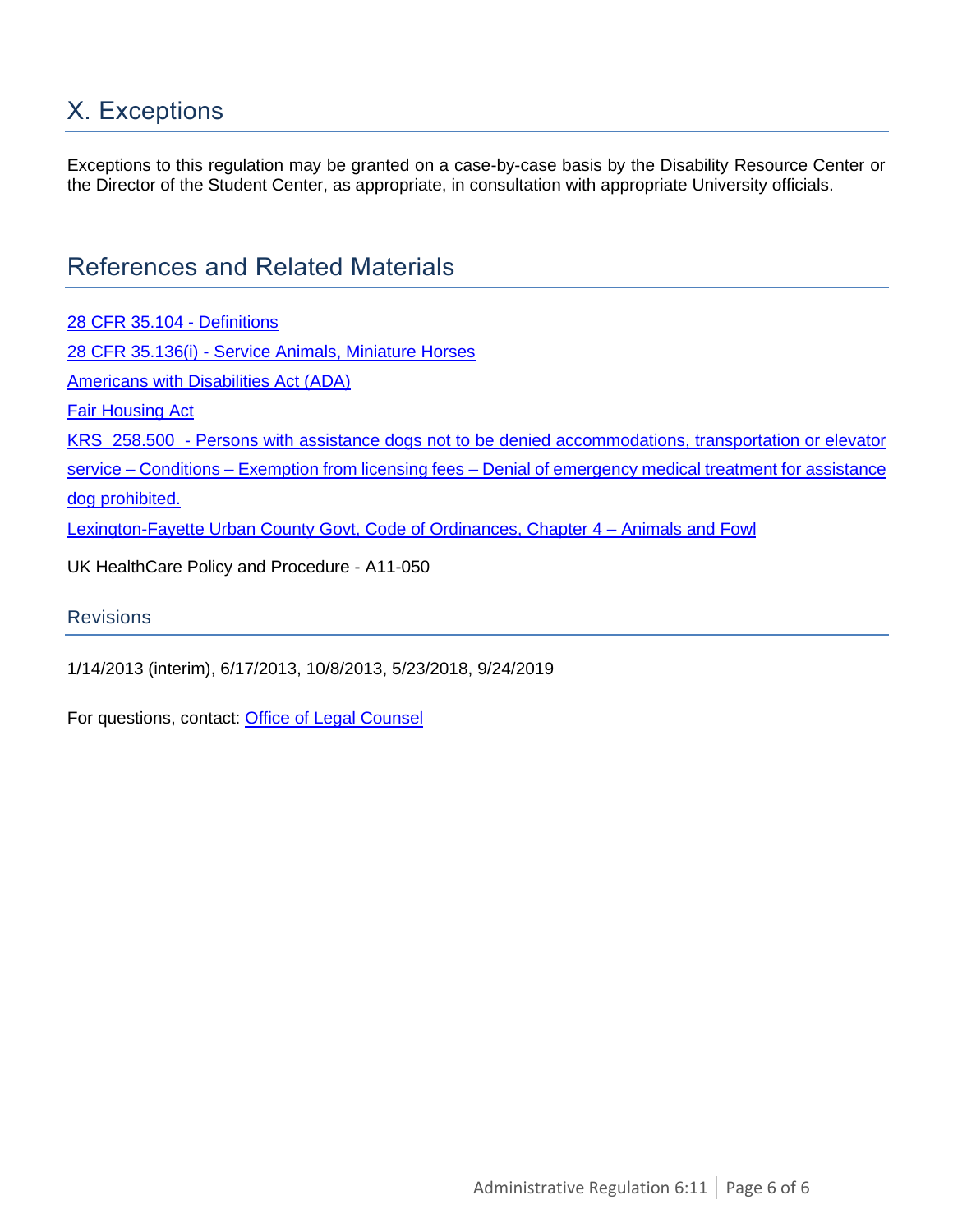## X. Exceptions

Exceptions to this regulation may be granted on a case-by-case basis by the Disability Resource Center or the Director of the Student Center, as appropriate, in consultation with appropriate University officials.

## References and Related Materials

28 CFR 35.104 - Definitions

28 CFR 35.136(i) - Service Animals, Miniature Horses

Americans with Disabilities Act (ADA)

Fair Housing Act

KRS 258.500 - Persons with assistance dogs not to be denied accommodations, transportation or elevator service – Conditions – Exemption from licensing fees – Denial of emergency medical treatment for assistance dog prohibited.

Lexington-Fayette Urban County Govt, Code of Ordinances, Chapter 4 – Animals and Fowl

UK HealthCare Policy and Procedure - A11-050

### Revisions

1/14/2013 (interim), 6/17/2013, 10/8/2013, 5/23/2018, 9/24/2019

For questions, contact: Office of Legal Counsel